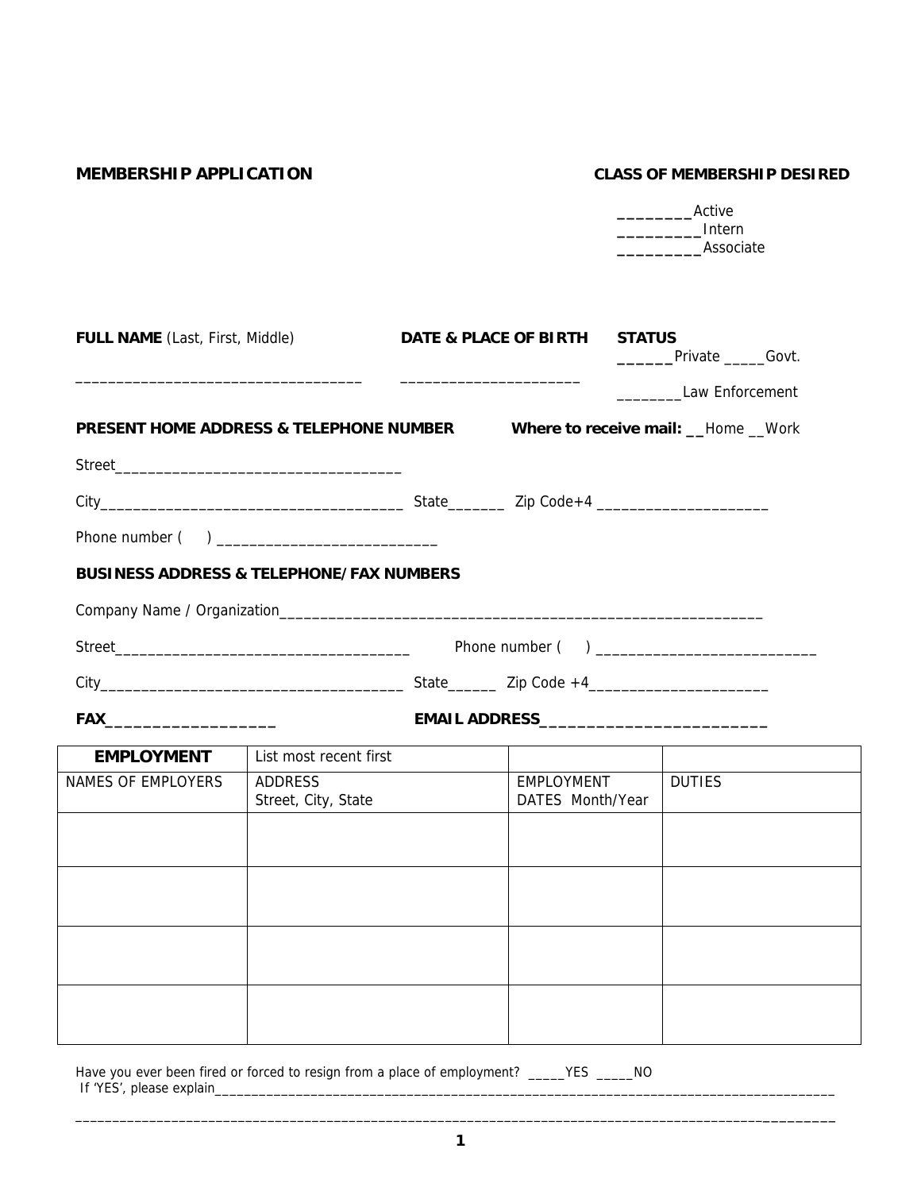**MEMBERSHIP APPLICATION**

**CLASS OF MEMBERSHIP DESIRED**

________Active
_________Intern
_________Associate

**FULL NAME** (Last, First, Middle) ___________________________________

**DATE & PLACE OF BIRTH** ______________________

**STATUS**
______Private _____Govt.
________Law Enforcement

**PRESENT HOME ADDRESS & TELEPHONE NUMBER** **Where to receive mail:** __Home __Work

Street___________________________________

City____________________________________ State_______ Zip Code+4 ____________________

Phone number ( ) __________________________

**BUSINESS ADDRESS & TELEPHONE/FAX NUMBERS**

Company Name / Organization__________________________________________________________

Street___________________________________ Phone number ( ) __________________________

City____________________________________ State______ Zip Code +4_____________________

**FAX__________________** **EMAIL ADDRESS________________________**

| **EMPLOYMENT** | List most recent first | | |
|---|---|---|---|
| NAMES OF EMPLOYERS | ADDRESS<br>Street, City, State | EMPLOYMENT<br>DATES Month/Year | DUTIES |
| | | | |
| | | | |
| | | | |
| | | | |

Have you ever been fired or forced to resign from a place of employment? _____YES _____NO
If 'YES', please explain_____________________________________________________________________________________

___________________________________________________________________________________________________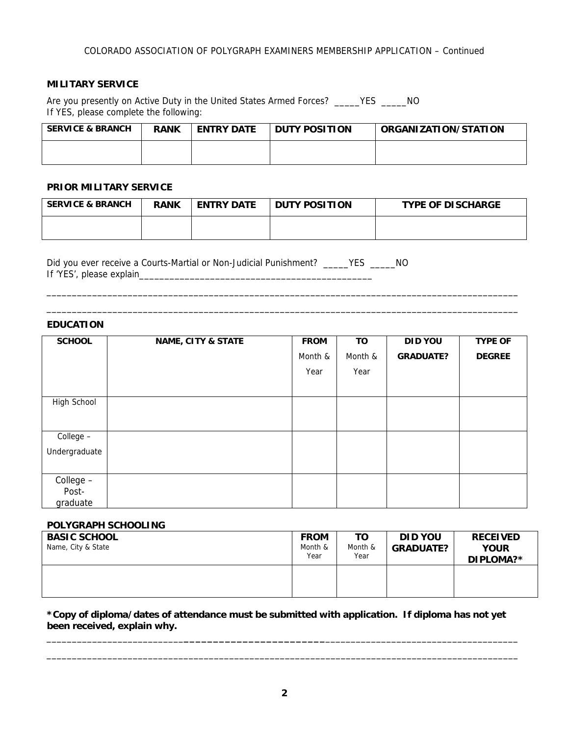COLORADO ASSOCIATION OF POLYGRAPH EXAMINERS MEMBERSHIP APPLICATION – Continued

**MILITARY SERVICE**

Are you presently on Active Duty in the United States Armed Forces? _____YES _____NO
If YES, please complete the following:

| SERVICE & BRANCH | RANK | ENTRY DATE | DUTY POSITION | ORGANIZATION/STATION |
|---|---|---|---|---|
| | | | | |

**PRIOR MILITARY SERVICE**

| SERVICE & BRANCH | RANK | ENTRY DATE | DUTY POSITION | TYPE OF DISCHARGE |
|---|---|---|---|---|
| | | | | |

Did you ever receive a Courts-Martial or Non-Judicial Punishment? _____YES _____NO
If 'YES', please explain_______________________________________________

_______________________________________________________________________________________________

_______________________________________________________________________________________________

**EDUCATION**

| SCHOOL | NAME, CITY & STATE | FROM Month & Year | TO Month & Year | DID YOU GRADUATE? | TYPE OF DEGREE |
|---|---|---|---|---|---|
| High School | | | | | |
| College – Undergraduate | | | | | |
| College – Post-graduate | | | | | |

**POLYGRAPH SCHOOLING**

| BASIC SCHOOL Name, City & State | FROM Month & Year | TO Month & Year | DID YOU GRADUATE? | RECEIVED YOUR DIPLOMA?* |
|---|---|---|---|---|
| | | | | |

**\*Copy of diploma/dates of attendance must be submitted with application. If diploma has not yet been received, explain why.**

_______________________________________________________________________________________________

_______________________________________________________________________________________________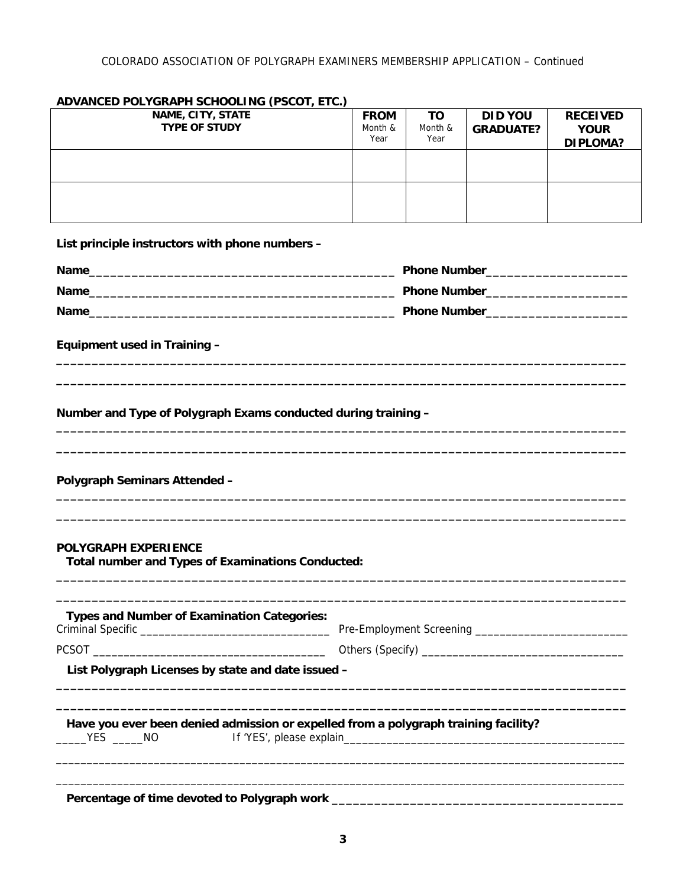COLORADO ASSOCIATION OF POLYGRAPH EXAMINERS MEMBERSHIP APPLICATION – Continued

## ADVANCED POLYGRAPH SCHOOLING (PSCOT, ETC.)

| NAME, CITY, STATE<br>TYPE OF STUDY | FROM<br>Month & Year | TO<br>Month & Year | DID YOU GRADUATE? | RECEIVED YOUR DIPLOMA? |
|---|---|---|---|---|
| | | | | |
| | | | | |

**List principle instructors with phone numbers –**

**Name**__________________________________________ **Phone Number**___________________

**Name**__________________________________________ **Phone Number**___________________

**Name**__________________________________________ **Phone Number**___________________

**Equipment used in Training –**

________________________________________________________________________________

________________________________________________________________________________

**Number and Type of Polygraph Exams conducted during training –**

________________________________________________________________________________

________________________________________________________________________________

**Polygraph Seminars Attended –**

________________________________________________________________________________

________________________________________________________________________________

## POLYGRAPH EXPERIENCE

**Total number and Types of Examinations Conducted:**

________________________________________________________________________________

________________________________________________________________________________

**Types and Number of Examination Categories:**

Criminal Specific ______________________________ Pre-Employment Screening ________________________

PCSOT ____________________________________ Others (Specify) ________________________________

**List Polygraph Licenses by state and date issued –**

________________________________________________________________________________

________________________________________________________________________________

**Have you ever been denied admission or expelled from a polygraph training facility?**

_____YES _____NO If 'YES', please explain_____________________________________________

________________________________________________________________________________

________________________________________________________________________________

**Percentage of time devoted to Polygraph work** ________________________________________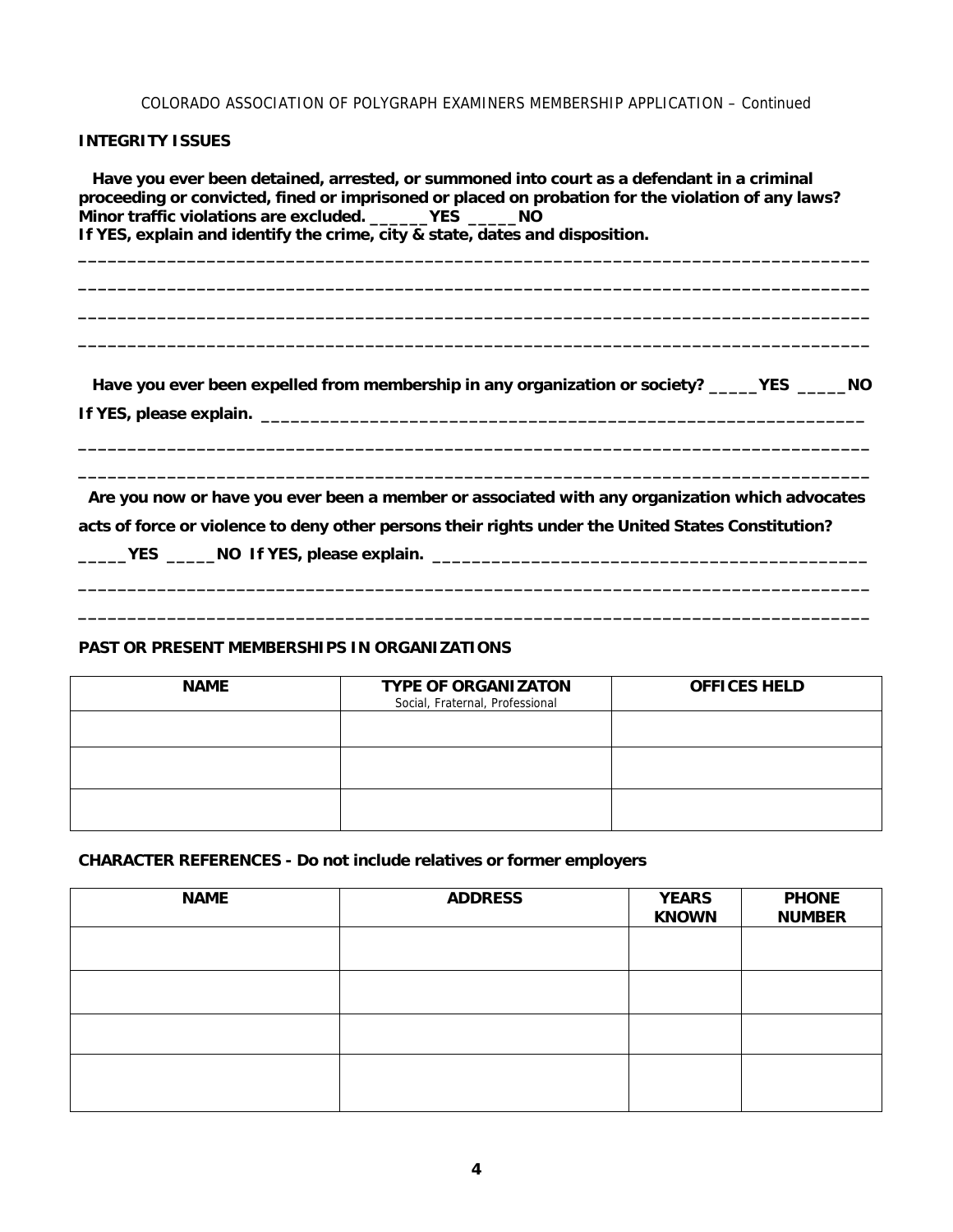COLORADO ASSOCIATION OF POLYGRAPH EXAMINERS MEMBERSHIP APPLICATION – Continued

**INTEGRITY ISSUES**

**Have you ever been detained, arrested, or summoned into court as a defendant in a criminal proceeding or convicted, fined or imprisoned or placed on probation for the violation of any laws? Minor traffic violations are excluded. ______YES _____NO**
**If YES, explain and identify the crime, city & state, dates and disposition.**

________________________________________________________________________________

________________________________________________________________________________

________________________________________________________________________________

________________________________________________________________________________

**Have you ever been expelled from membership in any organization or society? _____YES _____NO**

**If YES, please explain.** ____________________________________________________________

________________________________________________________________________________

________________________________________________________________________________

**Are you now or have you ever been a member or associated with any organization which advocates acts of force or violence to deny other persons their rights under the United States Constitution?**

**_____YES _____NO If YES, please explain.** ___________________________________________

________________________________________________________________________________

________________________________________________________________________________

**PAST OR PRESENT MEMBERSHIPS IN ORGANIZATIONS**

| NAME | TYPE OF ORGANIZATON<br>Social, Fraternal, Professional | OFFICES HELD |
|---|---|---|
| | | |
| | | |
| | | |

**CHARACTER REFERENCES - Do not include relatives or former employers**

| NAME | ADDRESS | YEARS KNOWN | PHONE NUMBER |
|---|---|---|---|
| | | | |
| | | | |
| | | | |
| | | | |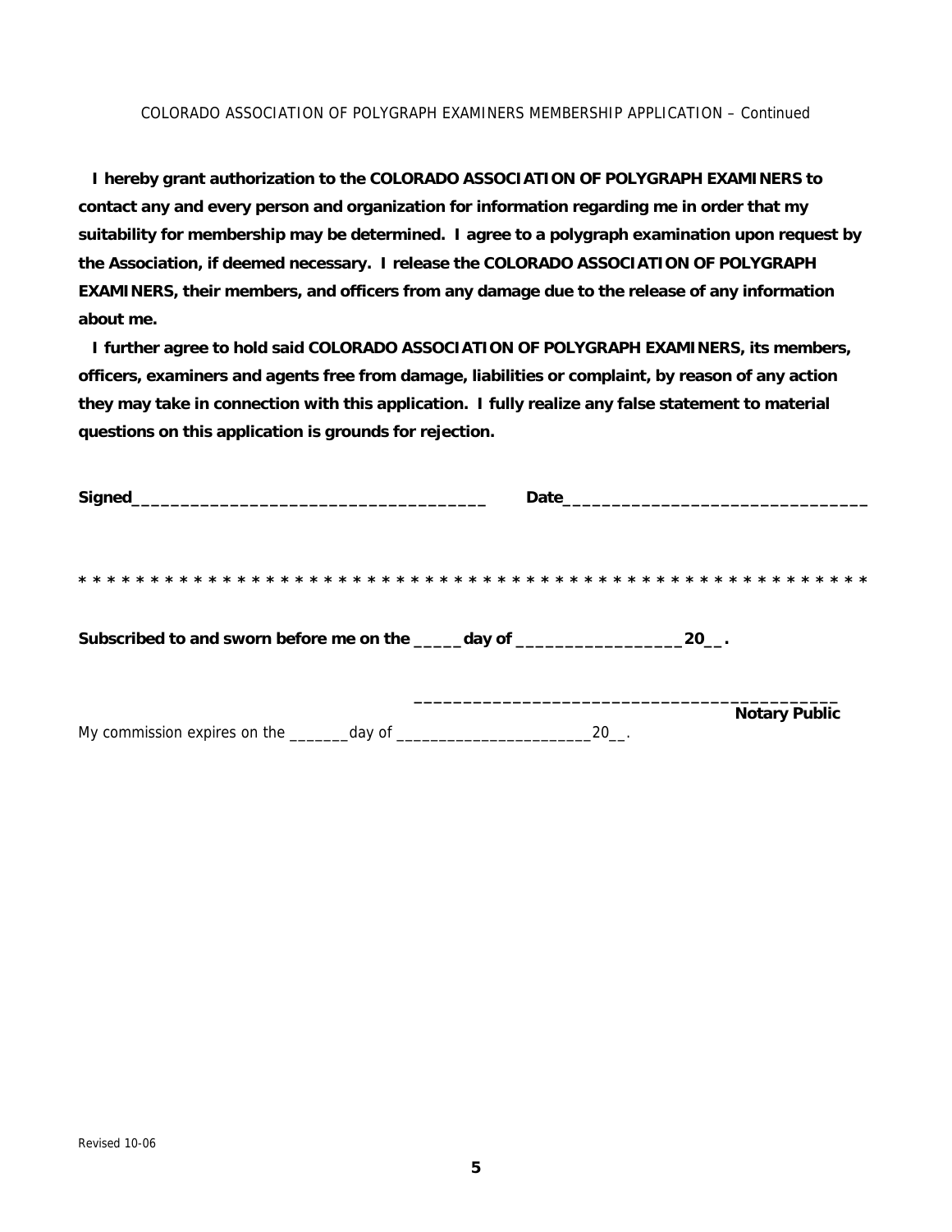COLORADO ASSOCIATION OF POLYGRAPH EXAMINERS MEMBERSHIP APPLICATION – Continued

**I hereby grant authorization to the COLORADO ASSOCIATION OF POLYGRAPH EXAMINERS to contact any and every person and organization for information regarding me in order that my suitability for membership may be determined. I agree to a polygraph examination upon request by the Association, if deemed necessary. I release the COLORADO ASSOCIATION OF POLYGRAPH EXAMINERS, their members, and officers from any damage due to the release of any information about me.**

**I further agree to hold said COLORADO ASSOCIATION OF POLYGRAPH EXAMINERS, its members, officers, examiners and agents free from damage, liabilities or complaint, by reason of any action they may take in connection with this application. I fully realize any false statement to material questions on this application is grounds for rejection.**

**Signed_____________________________________ Date_______________________________**

**\* \* \* \* \* \* \* \* \* \* \* \* \* \* \* \* \* \* \* \* \* \* \* \* \* \* \* \* \* \* \* \* \* \* \* \* \* \* \* \* \* \* \* \* \* \* \* \* \* \* \* \***

**Subscribed to and sworn before me on the _____ day of _________________ 20__.**

_____________________________________________
**Notary Public**

My commission expires on the _______day of _______________________20__.

Revised 10-06